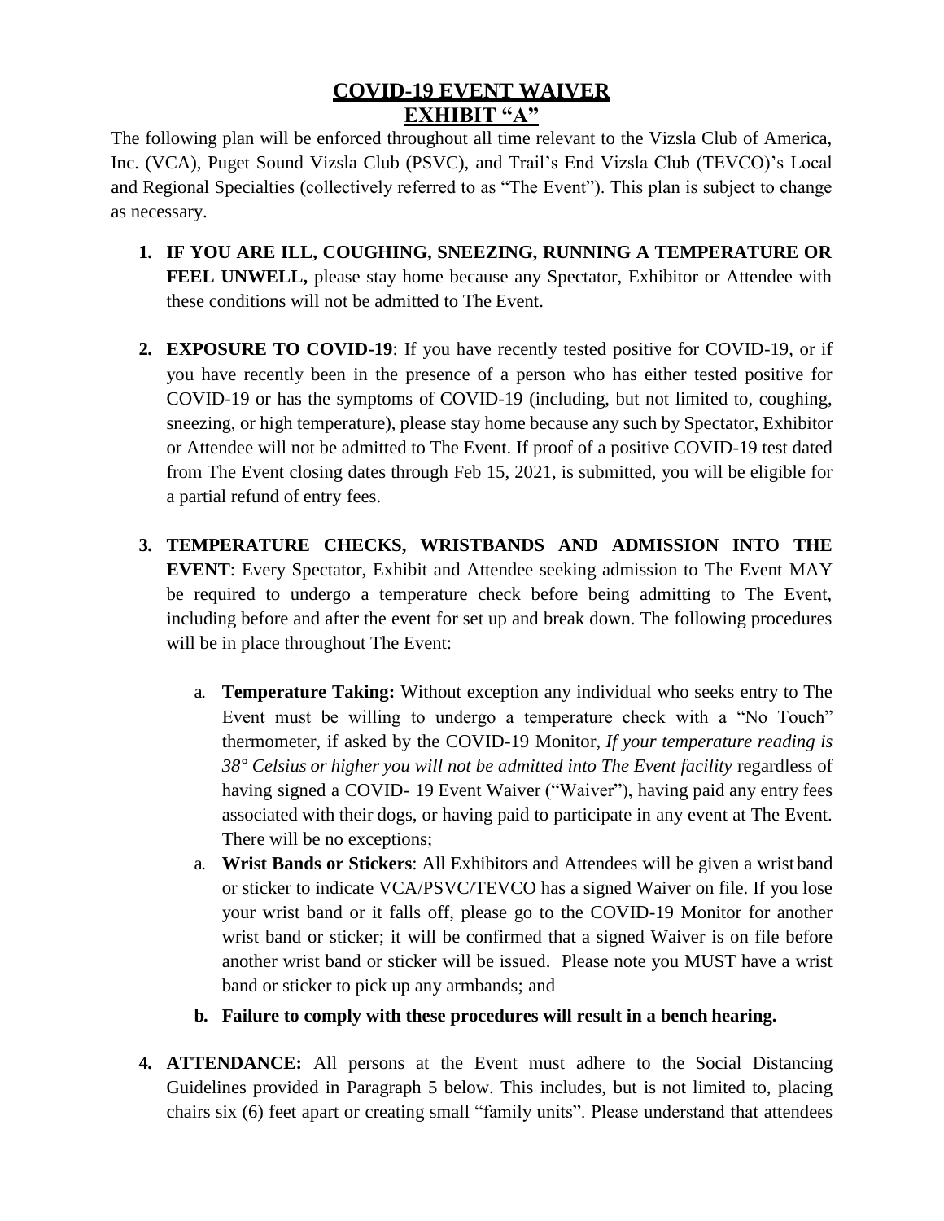# COVID-19 EVENT WAIVER
## EXHIBIT "A"

The following plan will be enforced throughout all time relevant to the Vizsla Club of America, Inc. (VCA), Puget Sound Vizsla Club (PSVC), and Trail's End Vizsla Club (TEVCO)'s Local and Regional Specialties (collectively referred to as "The Event"). This plan is subject to change as necessary.

1. **IF YOU ARE ILL, COUGHING, SNEEZING, RUNNING A TEMPERATURE OR FEEL UNWELL,** please stay home because any Spectator, Exhibitor or Attendee with these conditions will not be admitted to The Event.

2. **EXPOSURE TO COVID-19**: If you have recently tested positive for COVID-19, or if you have recently been in the presence of a person who has either tested positive for COVID-19 or has the symptoms of COVID-19 (including, but not limited to, coughing, sneezing, or high temperature), please stay home because any such by Spectator, Exhibitor or Attendee will not be admitted to The Event. If proof of a positive COVID-19 test dated from The Event closing dates through Feb 15, 2021, is submitted, you will be eligible for a partial refund of entry fees.

3. **TEMPERATURE CHECKS, WRISTBANDS AND ADMISSION INTO THE EVENT**: Every Spectator, Exhibit and Attendee seeking admission to The Event MAY be required to undergo a temperature check before being admitting to The Event, including before and after the event for set up and break down. The following procedures will be in place throughout The Event:

   a. **Temperature Taking:** Without exception any individual who seeks entry to The Event must be willing to undergo a temperature check with a "No Touch" thermometer, if asked by the COVID-19 Monitor, *If your temperature reading is 38° Celsius or higher you will not be admitted into The Event facility* regardless of having signed a COVID- 19 Event Waiver ("Waiver"), having paid any entry fees associated with their dogs, or having paid to participate in any event at The Event. There will be no exceptions;

   a. **Wrist Bands or Stickers**: All Exhibitors and Attendees will be given a wrist band or sticker to indicate VCA/PSVC/TEVCO has a signed Waiver on file. If you lose your wrist band or it falls off, please go to the COVID-19 Monitor for another wrist band or sticker; it will be confirmed that a signed Waiver is on file before another wrist band or sticker will be issued. Please note you MUST have a wrist band or sticker to pick up any armbands; and

   b. **Failure to comply with these procedures will result in a bench hearing.**

4. **ATTENDANCE:** All persons at the Event must adhere to the Social Distancing Guidelines provided in Paragraph 5 below. This includes, but is not limited to, placing chairs six (6) feet apart or creating small "family units". Please understand that attendees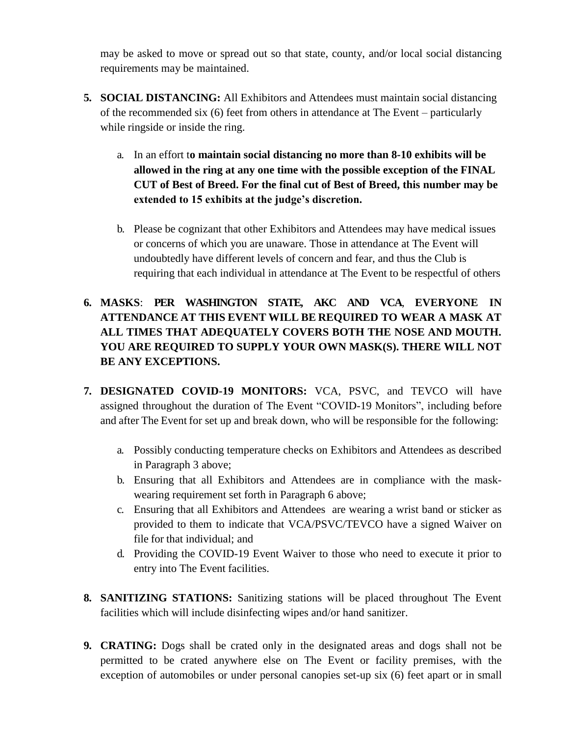may be asked to move or spread out so that state, county, and/or local social distancing requirements may be maintained.

5. **SOCIAL DISTANCING:** All Exhibitors and Attendees must maintain social distancing of the recommended six (6) feet from others in attendance at The Event – particularly while ringside or inside the ring.

   a. In an effort t**o maintain social distancing no more than 8-10 exhibits will be allowed in the ring at any one time with the possible exception of the FINAL CUT of Best of Breed. For the final cut of Best of Breed, this number may be extended to 15 exhibits at the judge's discretion.**

   b. Please be cognizant that other Exhibitors and Attendees may have medical issues or concerns of which you are unaware. Those in attendance at The Event will undoubtedly have different levels of concern and fear, and thus the Club is requiring that each individual in attendance at The Event to be respectful of others

6. **MASKS**: **PER WASHINGTON STATE, AKC AND VCA**, **EVERYONE IN ATTENDANCE AT THIS EVENT WILL BE REQUIRED TO WEAR A MASK AT ALL TIMES THAT ADEQUATELY COVERS BOTH THE NOSE AND MOUTH. YOU ARE REQUIRED TO SUPPLY YOUR OWN MASK(S). THERE WILL NOT BE ANY EXCEPTIONS.**

7. **DESIGNATED COVID-19 MONITORS:** VCA, PSVC, and TEVCO will have assigned throughout the duration of The Event "COVID-19 Monitors", including before and after The Event for set up and break down, who will be responsible for the following:

   a. Possibly conducting temperature checks on Exhibitors and Attendees as described in Paragraph 3 above;
   b. Ensuring that all Exhibitors and Attendees are in compliance with the mask-wearing requirement set forth in Paragraph 6 above;
   c. Ensuring that all Exhibitors and Attendees are wearing a wrist band or sticker as provided to them to indicate that VCA/PSVC/TEVCO have a signed Waiver on file for that individual; and
   d. Providing the COVID-19 Event Waiver to those who need to execute it prior to entry into The Event facilities.

8. **SANITIZING STATIONS:** Sanitizing stations will be placed throughout The Event facilities which will include disinfecting wipes and/or hand sanitizer.

9. **CRATING:** Dogs shall be crated only in the designated areas and dogs shall not be permitted to be crated anywhere else on The Event or facility premises, with the exception of automobiles or under personal canopies set-up six (6) feet apart or in small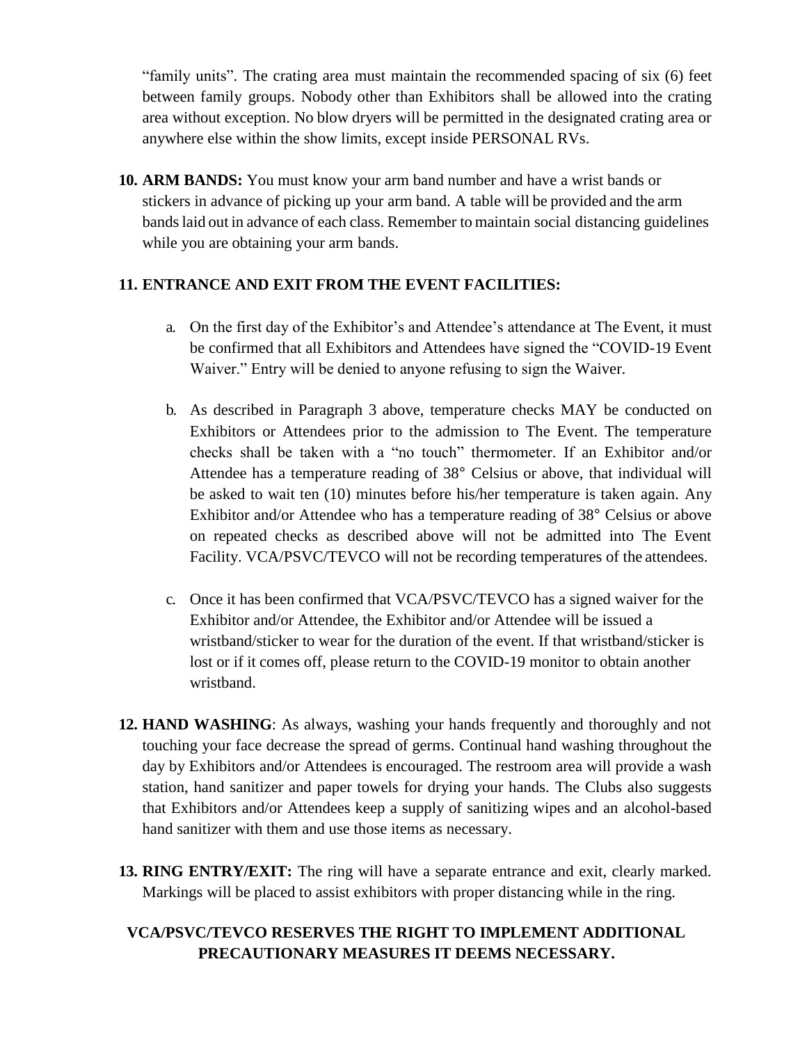"family units". The crating area must maintain the recommended spacing of six (6) feet between family groups. Nobody other than Exhibitors shall be allowed into the crating area without exception. No blow dryers will be permitted in the designated crating area or anywhere else within the show limits, except inside PERSONAL RVs.

10. **ARM BANDS:** You must know your arm band number and have a wrist bands or stickers in advance of picking up your arm band. A table will be provided and the arm bands laid out in advance of each class. Remember to maintain social distancing guidelines while you are obtaining your arm bands.

11. **ENTRANCE AND EXIT FROM THE EVENT FACILITIES:**

    a. On the first day of the Exhibitor's and Attendee's attendance at The Event, it must be confirmed that all Exhibitors and Attendees have signed the "COVID-19 Event Waiver." Entry will be denied to anyone refusing to sign the Waiver.

    b. As described in Paragraph 3 above, temperature checks MAY be conducted on Exhibitors or Attendees prior to the admission to The Event. The temperature checks shall be taken with a "no touch" thermometer. If an Exhibitor and/or Attendee has a temperature reading of 38° Celsius or above, that individual will be asked to wait ten (10) minutes before his/her temperature is taken again. Any Exhibitor and/or Attendee who has a temperature reading of 38° Celsius or above on repeated checks as described above will not be admitted into The Event Facility. VCA/PSVC/TEVCO will not be recording temperatures of the attendees.

    c. Once it has been confirmed that VCA/PSVC/TEVCO has a signed waiver for the Exhibitor and/or Attendee, the Exhibitor and/or Attendee will be issued a wristband/sticker to wear for the duration of the event. If that wristband/sticker is lost or if it comes off, please return to the COVID-19 monitor to obtain another wristband.

12. **HAND WASHING**: As always, washing your hands frequently and thoroughly and not touching your face decrease the spread of germs. Continual hand washing throughout the day by Exhibitors and/or Attendees is encouraged. The restroom area will provide a wash station, hand sanitizer and paper towels for drying your hands. The Clubs also suggests that Exhibitors and/or Attendees keep a supply of sanitizing wipes and an alcohol-based hand sanitizer with them and use those items as necessary.

13. **RING ENTRY/EXIT:** The ring will have a separate entrance and exit, clearly marked. Markings will be placed to assist exhibitors with proper distancing while in the ring.

**VCA/PSVC/TEVCO RESERVES THE RIGHT TO IMPLEMENT ADDITIONAL PRECAUTIONARY MEASURES IT DEEMS NECESSARY.**